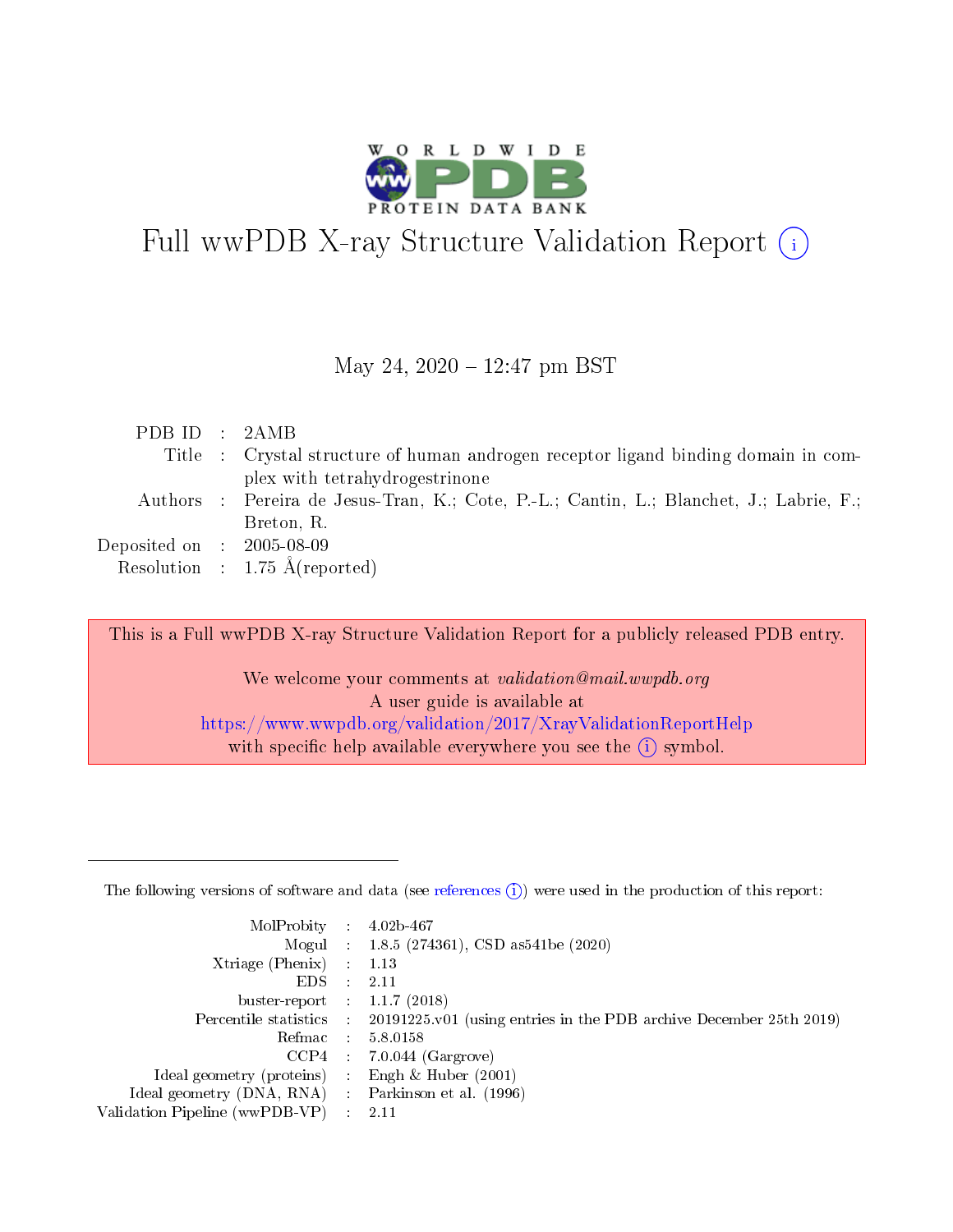# Full wwPDB X-ray Structure Validation Report (i)

May 24, 2020 – 12:47 pm BST

| | | |
|---|---|---|
| PDB ID | : | 2AMB |
| Title | : | Crystal structure of human androgen receptor ligand binding domain in complex with tetrahydrogestrinone |
| Authors | : | Pereira de Jesus-Tran, K.; Cote, P.-L.; Cantin, L.; Blanchet, J.; Labrie, F.; Breton, R. |
| Deposited on | : | 2005-08-09 |
| Resolution | : | 1.75 Å(reported) |

This is a Full wwPDB X-ray Structure Validation Report for a publicly released PDB entry.

We welcome your comments at *validation@mail.wwpdb.org*
A user guide is available at
https://www.wwpdb.org/validation/2017/XrayValidationReportHelp
with specific help available everywhere you see the (i) symbol.

---

The following versions of software and data (see references (i)) were used in the production of this report:

| | | |
|---|---|---|
| MolProbity | : | 4.02b-467 |
| Mogul | : | 1.8.5 (274361), CSD as541be (2020) |
| Xtriage (Phenix) | : | 1.13 |
| EDS | : | 2.11 |
| buster-report | : | 1.1.7 (2018) |
| Percentile statistics | : | 20191225.v01 (using entries in the PDB archive December 25th 2019) |
| Refmac | : | 5.8.0158 |
| CCP4 | : | 7.0.044 (Gargrove) |
| Ideal geometry (proteins) | : | Engh & Huber (2001) |
| Ideal geometry (DNA, RNA) | : | Parkinson et al. (1996) |
| Validation Pipeline (wwPDB-VP) | : | 2.11 |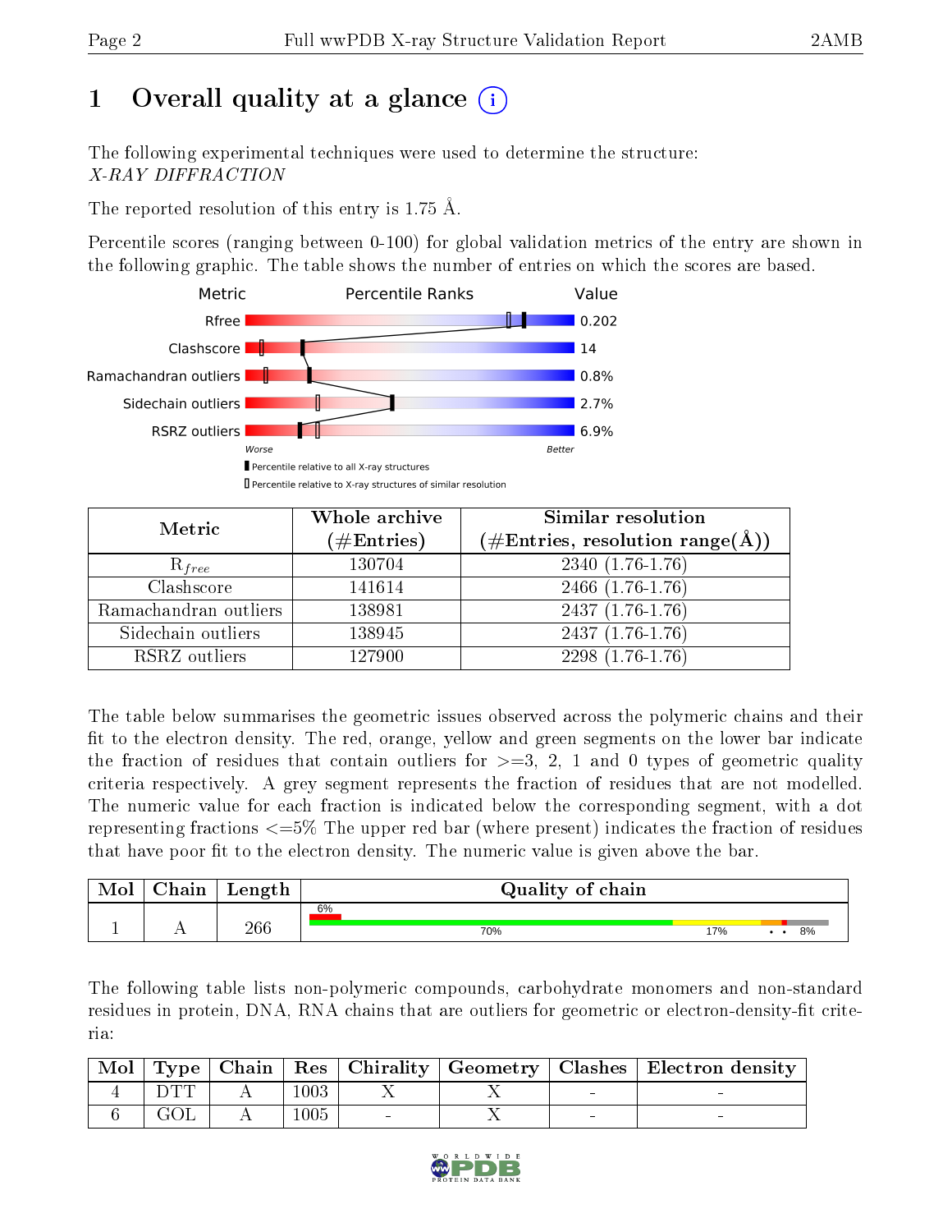# 1 Overall quality at a glance

The following experimental techniques were used to determine the structure: *X-RAY DIFFRACTION*

The reported resolution of this entry is 1.75 Å.

Percentile scores (ranging between 0-100) for global validation metrics of the entry are shown in the following graphic. The table shows the number of entries on which the scores are based.

| Metric | Value |
|---|---|
| Rfree | 0.202 |
| Clashscore | 14 |
| Ramachandran outliers | 0.8% |
| Sidechain outliers | 2.7% |
| RSRZ outliers | 6.9% |

Worse — Better

▌Percentile relative to all X-ray structures
▯Percentile relative to X-ray structures of similar resolution

| Metric | Whole archive (#Entries) | Similar resolution (#Entries, resolution range(Å)) |
|---|---|---|
| $R_{free}$ | 130704 | 2340 (1.76-1.76) |
| Clashscore | 141614 | 2466 (1.76-1.76) |
| Ramachandran outliers | 138981 | 2437 (1.76-1.76) |
| Sidechain outliers | 138945 | 2437 (1.76-1.76) |
| RSRZ outliers | 127900 | 2298 (1.76-1.76) |

The table below summarises the geometric issues observed across the polymeric chains and their fit to the electron density. The red, orange, yellow and green segments on the lower bar indicate the fraction of residues that contain outliers for >=3, 2, 1 and 0 types of geometric quality criteria respectively. A grey segment represents the fraction of residues that are not modelled. The numeric value for each fraction is indicated below the corresponding segment, with a dot representing fractions <=5% The upper red bar (where present) indicates the fraction of residues that have poor fit to the electron density. The numeric value is given above the bar.

| Mol | Chain | Length | Quality of chain |
|---|---|---|---|
| 1 | A | 266 | 6% / 70% · 17% · • • · 8% |

The following table lists non-polymeric compounds, carbohydrate monomers and non-standard residues in protein, DNA, RNA chains that are outliers for geometric or electron-density-fit criteria:

| Mol | Type | Chain | Res | Chirality | Geometry | Clashes | Electron density |
|---|---|---|---|---|---|---|---|
| 4 | DTT | A | 1003 | X | X | - | - |
| 6 | GOL | A | 1005 | - | X | - | - |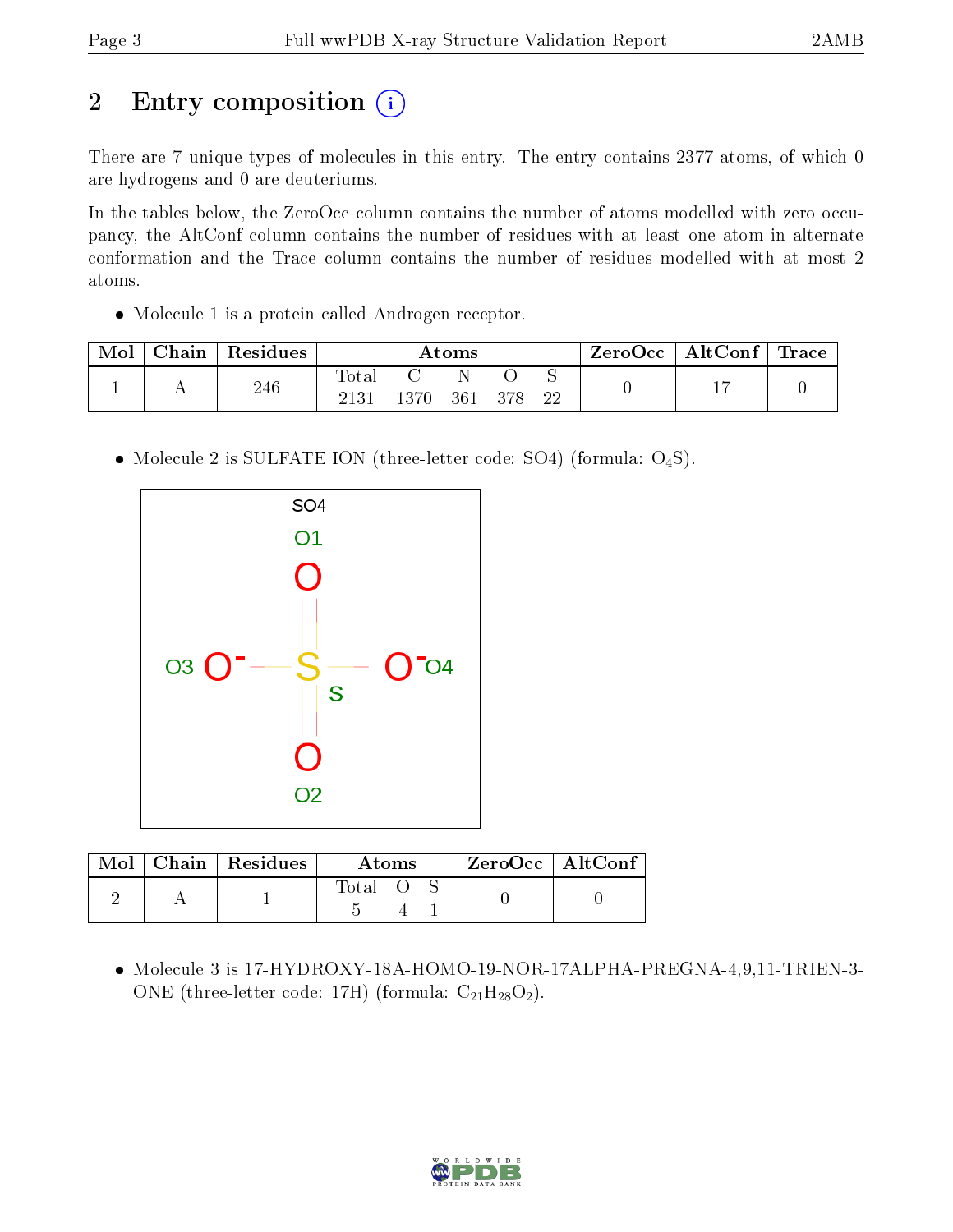# 2 Entry composition

There are 7 unique types of molecules in this entry. The entry contains 2377 atoms, of which 0 are hydrogens and 0 are deuteriums.

In the tables below, the ZeroOcc column contains the number of atoms modelled with zero occupancy, the AltConf column contains the number of residues with at least one atom in alternate conformation and the Trace column contains the number of residues modelled with at most 2 atoms.

- Molecule 1 is a protein called Androgen receptor.

| Mol | Chain | Residues | Atoms | | | | | ZeroOcc | AltConf | Trace |
|---|---|---|---|---|---|---|---|---|---|---|
| | | | Total | C | N | O | S | | | |
| 1 | A | 246 | 2131 | 1370 | 361 | 378 | 22 | 0 | 17 | 0 |

- Molecule 2 is SULFATE ION (three-letter code: SO4) (formula: $O_4S$).

| Mol | Chain | Residues | Atoms | | | ZeroOcc | AltConf |
|---|---|---|---|---|---|---|---|
| | | | Total | O | S | | |
| 2 | A | 1 | 5 | 4 | 1 | 0 | 0 |

- Molecule 3 is 17-HYDROXY-18A-HOMO-19-NOR-17ALPHA-PREGNA-4,9,11-TRIEN-3-ONE (three-letter code: 17H) (formula: $C_{21}H_{28}O_2$).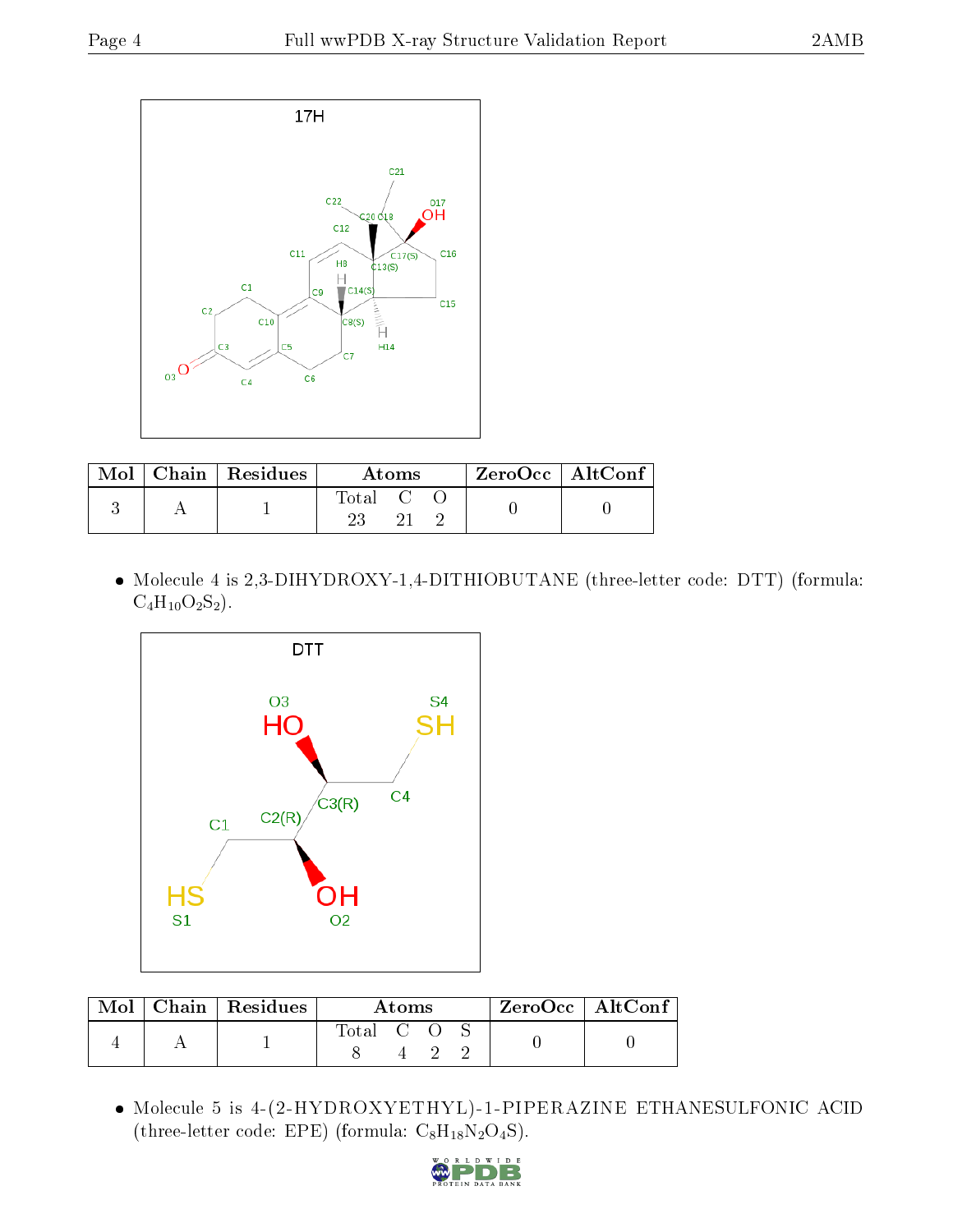| Mol | Chain | Residues | Atoms | | | ZeroOcc | AltConf |
|---|---|---|---|---|---|---|---|
| | | | Total | C | O | | |
| 3 | A | 1 | 23 | 21 | 2 | 0 | 0 |

- Molecule 4 is 2,3-DIHYDROXY-1,4-DITHIOBUTANE (three-letter code: DTT) (formula: $C_4H_{10}O_2S_2$).

| Mol | Chain | Residues | Atoms | | | | ZeroOcc | AltConf |
|---|---|---|---|---|---|---|---|---|
| | | | Total | C | O | S | | |
| 4 | A | 1 | 8 | 4 | 2 | 2 | 0 | 0 |

- Molecule 5 is 4-(2-HYDROXYETHYL)-1-PIPERAZINE ETHANESULFONIC ACID (three-letter code: EPE) (formula: $C_8H_{18}N_2O_4S$).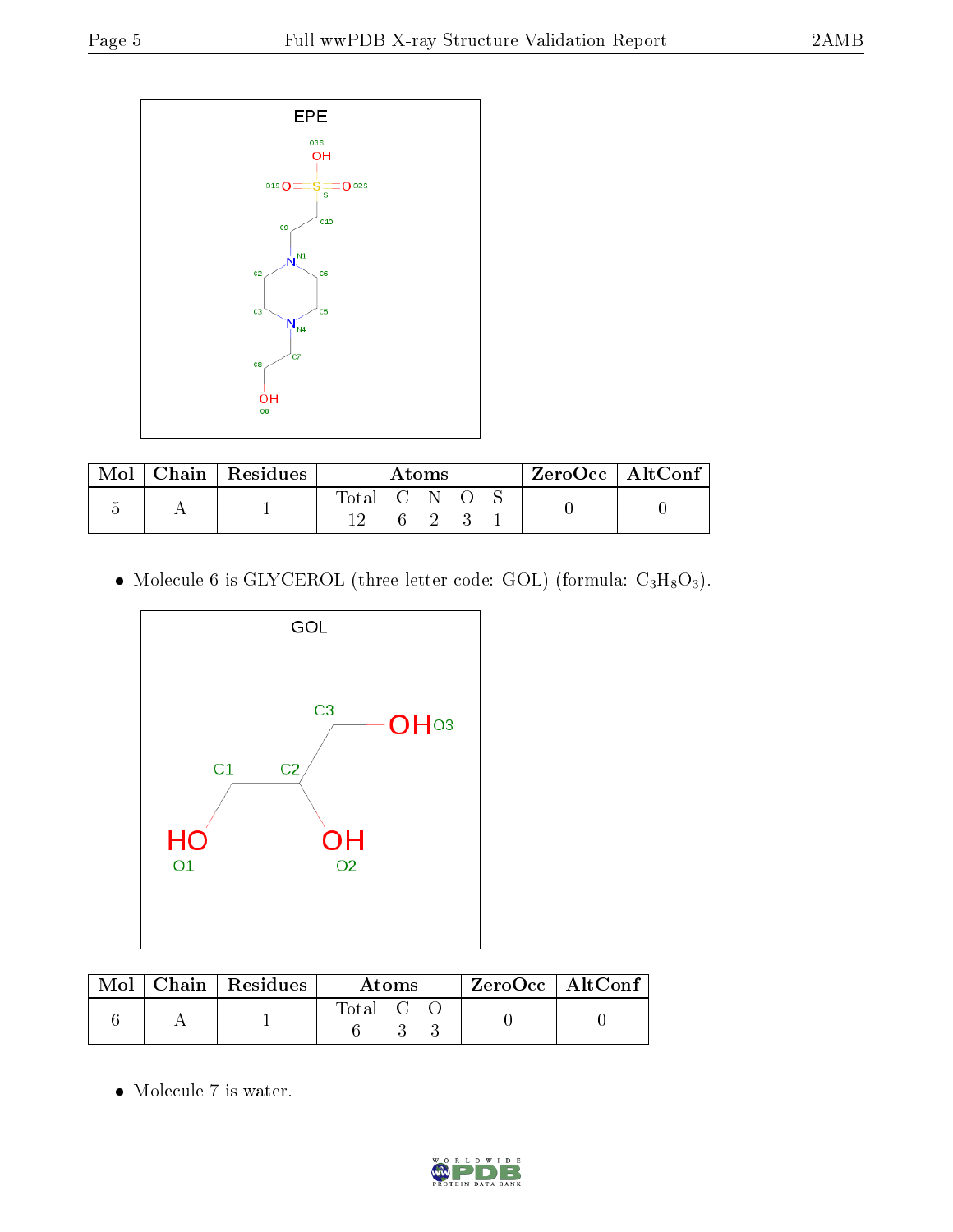| Mol | Chain | Residues | Atoms | | | | | ZeroOcc | AltConf |
|---|---|---|---|---|---|---|---|---|---|
| | | | Total | C | N | O | S | | |
| 5 | A | 1 | 12 | 6 | 2 | 3 | 1 | 0 | 0 |

- Molecule 6 is GLYCEROL (three-letter code: GOL) (formula: $C_3H_8O_3$).

| Mol | Chain | Residues | Atoms | | | ZeroOcc | AltConf |
|---|---|---|---|---|---|---|---|
| | | | Total | C | O | | |
| 6 | A | 1 | 6 | 3 | 3 | 0 | 0 |

- Molecule 7 is water.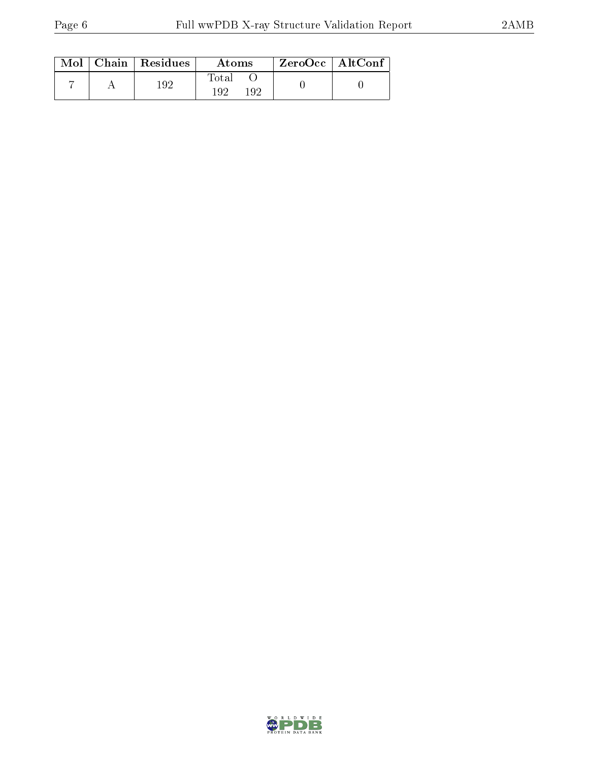| Mol | Chain | Residues | Atoms | | ZeroOcc | AltConf |
|---|---|---|---|---|---|---|
| | | | Total | O | | |
| 7 | A | 192 | 192 | 192 | 0 | 0 |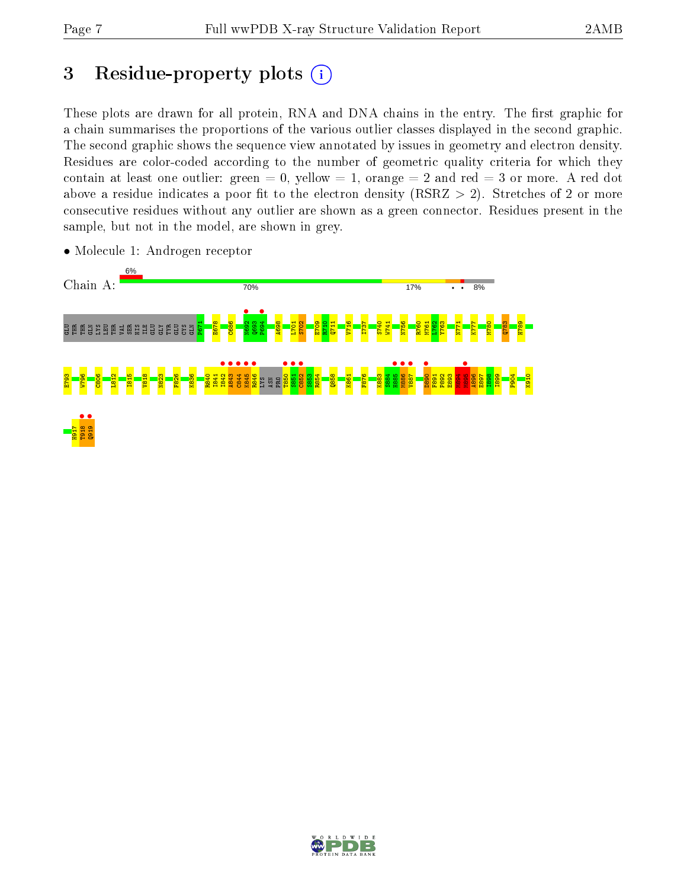# 3 Residue-property plots

These plots are drawn for all protein, RNA and DNA chains in the entry. The first graphic for a chain summarises the proportions of the various outlier classes displayed in the second graphic. The second graphic shows the sequence view annotated by issues in geometry and electron density. Residues are color-coded according to the number of geometric quality criteria for which they contain at least one outlier: green = 0, yellow = 1, orange = 2 and red = 3 or more. A red dot above a residue indicates a poor fit to the electron density (RSRZ > 2). Stretches of 2 or more consecutive residues without any outlier are shown as a green connector. Residues present in the sample, but not in the model, are shown in grey.

- Molecule 1: Androgen receptor

Chain A: 6% | 70% | 17% | • • | 8%

GLU THR THR GLN LYS LEU THR VAL SER HIS ILE GLU GLY TYR GLU CYS GLN P671 E678 C686 N692 Q693 P694 A698 L701 S702 E709 R710 Q711 V716 I737 S740 W741 N756 R760 M761 L762 Y763 N771 K777 M780 Q783 H789

E793 W796 C806 L812 I815 V818 N823 F826 K836 R840 H841 I842 A843 C844 K845 R846 LYS ASN PRO T850 S851 C852 S853 R854 Q858 K861 F876 K883 S884 H885 M886 V887 D890 F891 P892 E893 M894 M895 A896 E897 I898 I899 P904 K910

H917 T918 Q919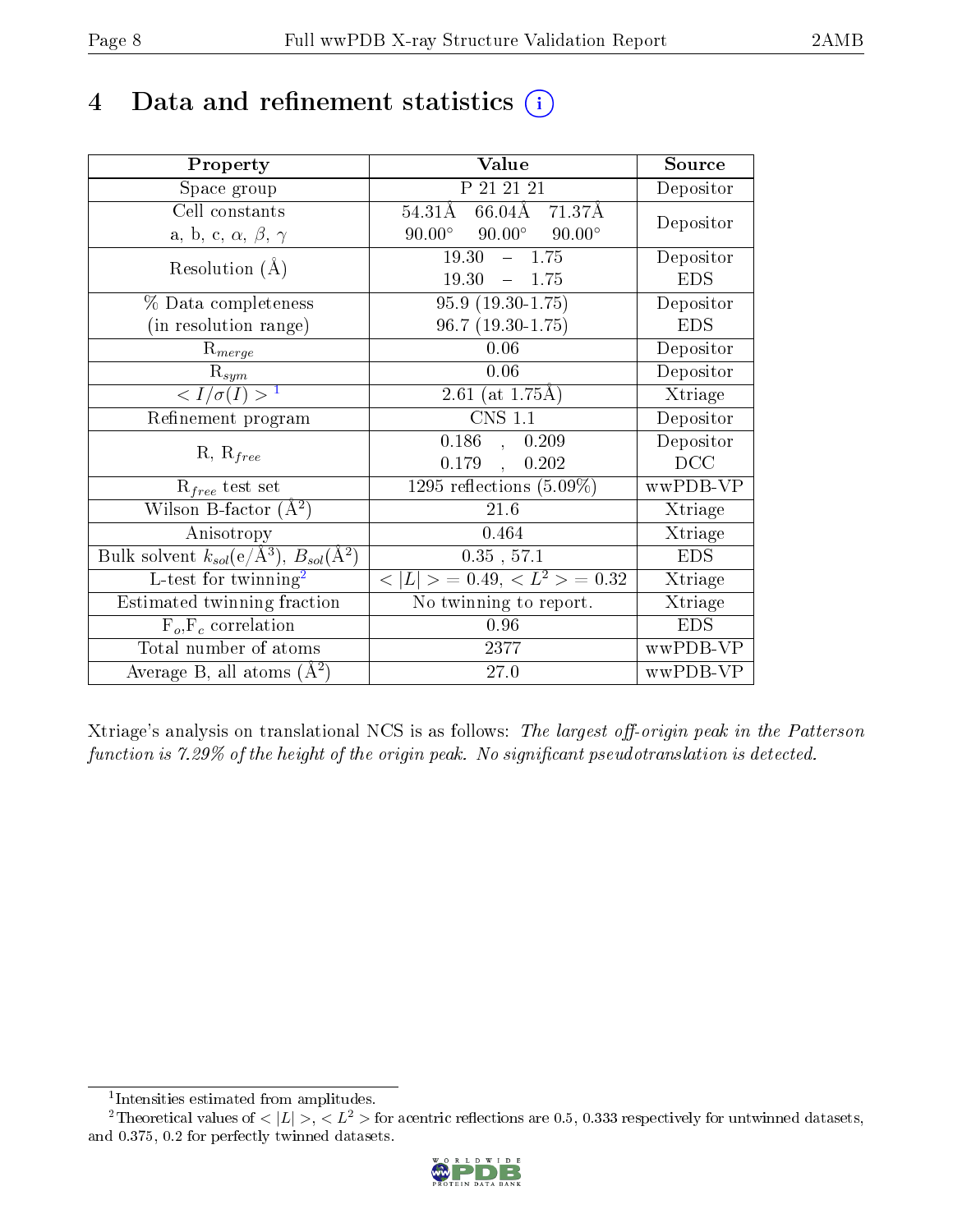# 4 Data and refinement statistics

| Property | Value | Source |
|---|---|---|
| Space group | P 21 21 21 | Depositor |
| Cell constants<br>a, b, c, $\alpha$, $\beta$, $\gamma$ | 54.31Å 66.04Å 71.37Å<br>90.00° 90.00° 90.00° | Depositor |
| Resolution (Å) | 19.30 – 1.75<br>19.30 – 1.75 | Depositor<br>EDS |
| % Data completeness<br>(in resolution range) | 95.9 (19.30-1.75)<br>96.7 (19.30-1.75) | Depositor<br>EDS |
| $R_{merge}$ | 0.06 | Depositor |
| $R_{sym}$ | 0.06 | Depositor |
| $< I/\sigma(I) >$ [1] | 2.61 (at 1.75Å) | Xtriage |
| Refinement program | CNS 1.1 | Depositor |
| R, $R_{free}$ | 0.186 , 0.209<br>0.179 , 0.202 | Depositor<br>DCC |
| $R_{free}$ test set | 1295 reflections (5.09%) | wwPDB-VP |
| Wilson B-factor (Å$^2$) | 21.6 | Xtriage |
| Anisotropy | 0.464 | Xtriage |
| Bulk solvent $k_{sol}$(e/Å$^3$), $B_{sol}$(Å$^2$) | 0.35 , 57.1 | EDS |
| L-test for twinning[2] | $< \|L\| >$ = 0.49, $< L^2 >$ = 0.32 | Xtriage |
| Estimated twinning fraction | No twinning to report. | Xtriage |
| $F_o$,$F_c$ correlation | 0.96 | EDS |
| Total number of atoms | 2377 | wwPDB-VP |
| Average B, all atoms (Å$^2$) | 27.0 | wwPDB-VP |

Xtriage's analysis on translational NCS is as follows: *The largest off-origin peak in the Patterson function is 7.29% of the height of the origin peak. No significant pseudotranslation is detected.*

[1] Intensities estimated from amplitudes.

[2] Theoretical values of $< |L| >$, $< L^2 >$ for acentric reflections are 0.5, 0.333 respectively for untwinned datasets, and 0.375, 0.2 for perfectly twinned datasets.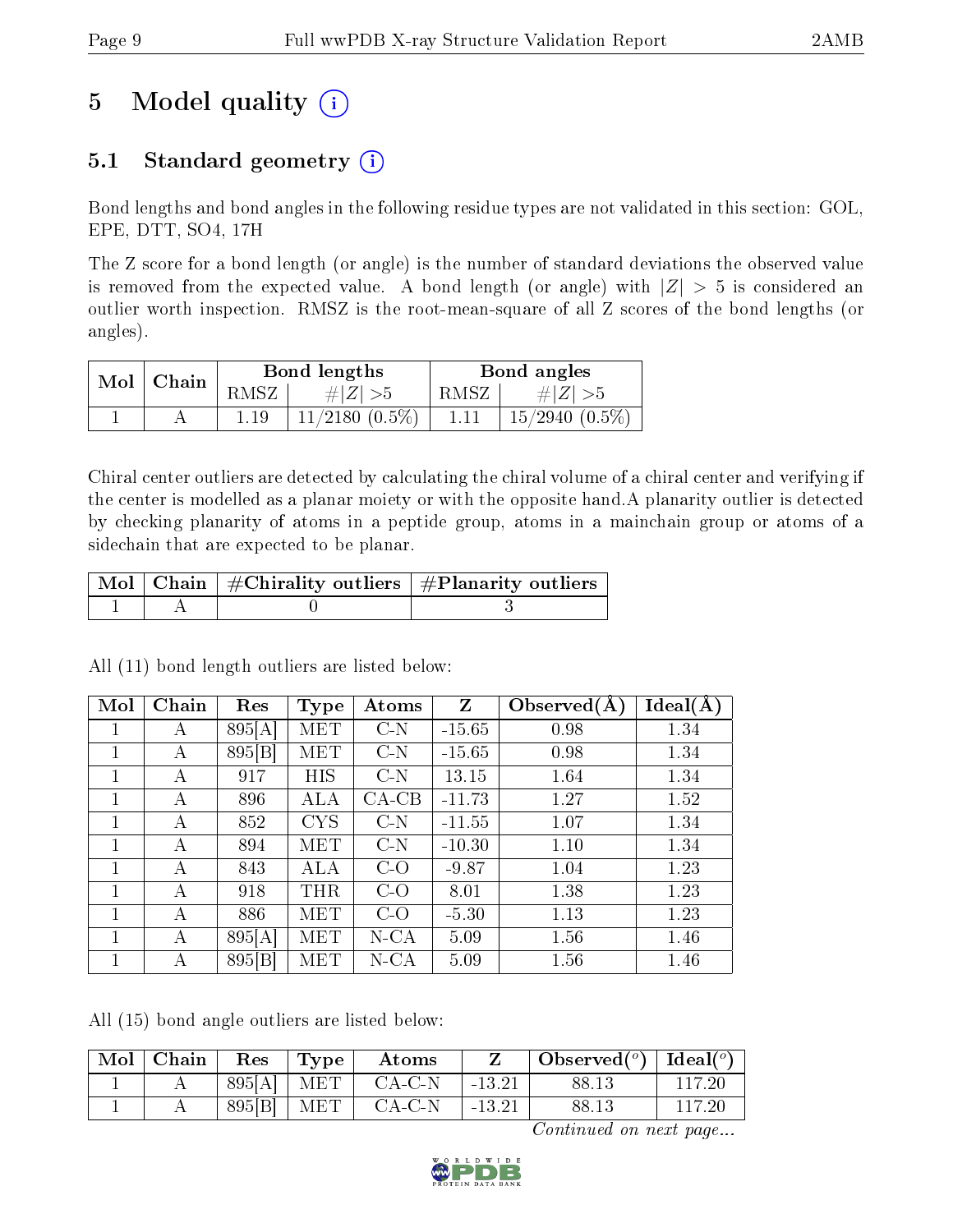# 5 Model quality

## 5.1 Standard geometry

Bond lengths and bond angles in the following residue types are not validated in this section: GOL, EPE, DTT, SO4, 17H

The Z score for a bond length (or angle) is the number of standard deviations the observed value is removed from the expected value. A bond length (or angle) with $|Z| > 5$ is considered an outlier worth inspection. RMSZ is the root-mean-square of all Z scores of the bond lengths (or angles).

| Mol | Chain | Bond lengths | | Bond angles | |
|---|---|---|---|---|---|
| | | RMSZ | #$\|Z\|$ >5 | RMSZ | #$\|Z\|$ >5 |
| 1 | A | 1.19 | 11/2180 (0.5%) | 1.11 | 15/2940 (0.5%) |

Chiral center outliers are detected by calculating the chiral volume of a chiral center and verifying if the center is modelled as a planar moiety or with the opposite hand.A planarity outlier is detected by checking planarity of atoms in a peptide group, atoms in a mainchain group or atoms of a sidechain that are expected to be planar.

| Mol | Chain | #Chirality outliers | #Planarity outliers |
|---|---|---|---|
| 1 | A | 0 | 3 |

All (11) bond length outliers are listed below:

| Mol | Chain | Res | Type | Atoms | Z | Observed(Å) | Ideal(Å) |
|---|---|---|---|---|---|---|---|
| 1 | A | 895[A] | MET | C-N | -15.65 | 0.98 | 1.34 |
| 1 | A | 895[B] | MET | C-N | -15.65 | 0.98 | 1.34 |
| 1 | A | 917 | HIS | C-N | 13.15 | 1.64 | 1.34 |
| 1 | A | 896 | ALA | CA-CB | -11.73 | 1.27 | 1.52 |
| 1 | A | 852 | CYS | C-N | -11.55 | 1.07 | 1.34 |
| 1 | A | 894 | MET | C-N | -10.30 | 1.10 | 1.34 |
| 1 | A | 843 | ALA | C-O | -9.87 | 1.04 | 1.23 |
| 1 | A | 918 | THR | C-O | 8.01 | 1.38 | 1.23 |
| 1 | A | 886 | MET | C-O | -5.30 | 1.13 | 1.23 |
| 1 | A | 895[A] | MET | N-CA | 5.09 | 1.56 | 1.46 |
| 1 | A | 895[B] | MET | N-CA | 5.09 | 1.56 | 1.46 |

All (15) bond angle outliers are listed below:

| Mol | Chain | Res | Type | Atoms | Z | Observed($^o$) | Ideal($^o$) |
|---|---|---|---|---|---|---|---|
| 1 | A | 895[A] | MET | CA-C-N | -13.21 | 88.13 | 117.20 |
| 1 | A | 895[B] | MET | CA-C-N | -13.21 | 88.13 | 117.20 |

*Continued on next page...*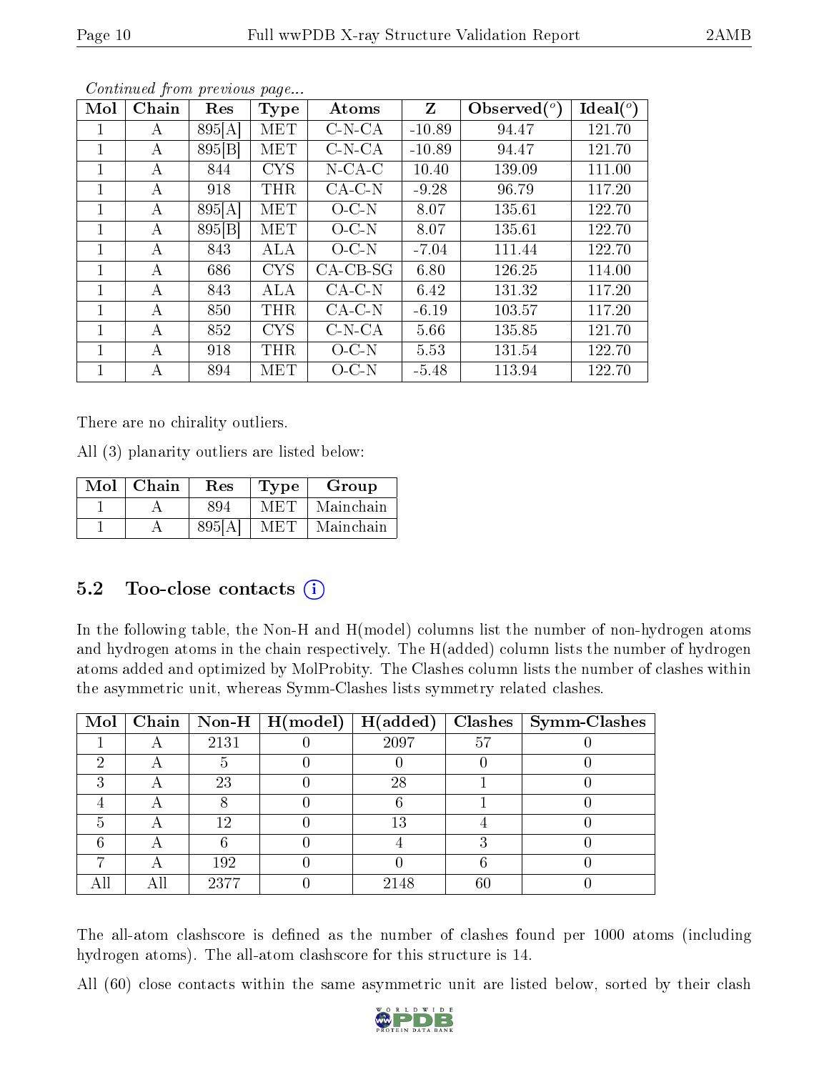*Continued from previous page...*

| Mol | Chain | Res | Type | Atoms | Z | Observed(°) | Ideal(°) |
|---|---|---|---|---|---|---|---|
| 1 | A | 895[A] | MET | C-N-CA | -10.89 | 94.47 | 121.70 |
| 1 | A | 895[B] | MET | C-N-CA | -10.89 | 94.47 | 121.70 |
| 1 | A | 844 | CYS | N-CA-C | 10.40 | 139.09 | 111.00 |
| 1 | A | 918 | THR | CA-C-N | -9.28 | 96.79 | 117.20 |
| 1 | A | 895[A] | MET | O-C-N | 8.07 | 135.61 | 122.70 |
| 1 | A | 895[B] | MET | O-C-N | 8.07 | 135.61 | 122.70 |
| 1 | A | 843 | ALA | O-C-N | -7.04 | 111.44 | 122.70 |
| 1 | A | 686 | CYS | CA-CB-SG | 6.80 | 126.25 | 114.00 |
| 1 | A | 843 | ALA | CA-C-N | 6.42 | 131.32 | 117.20 |
| 1 | A | 850 | THR | CA-C-N | -6.19 | 103.57 | 117.20 |
| 1 | A | 852 | CYS | C-N-CA | 5.66 | 135.85 | 121.70 |
| 1 | A | 918 | THR | O-C-N | 5.53 | 131.54 | 122.70 |
| 1 | A | 894 | MET | O-C-N | -5.48 | 113.94 | 122.70 |

There are no chirality outliers.

All (3) planarity outliers are listed below:

| Mol | Chain | Res | Type | Group |
|---|---|---|---|---|
| 1 | A | 894 | MET | Mainchain |
| 1 | A | 895[A] | MET | Mainchain |

## 5.2 Too-close contacts

In the following table, the Non-H and H(model) columns list the number of non-hydrogen atoms and hydrogen atoms in the chain respectively. The H(added) column lists the number of hydrogen atoms added and optimized by MolProbity. The Clashes column lists the number of clashes within the asymmetric unit, whereas Symm-Clashes lists symmetry related clashes.

| Mol | Chain | Non-H | H(model) | H(added) | Clashes | Symm-Clashes |
|---|---|---|---|---|---|---|
| 1 | A | 2131 | 0 | 2097 | 57 | 0 |
| 2 | A | 5 | 0 | 0 | 0 | 0 |
| 3 | A | 23 | 0 | 28 | 1 | 0 |
| 4 | A | 8 | 0 | 6 | 1 | 0 |
| 5 | A | 12 | 0 | 13 | 4 | 0 |
| 6 | A | 6 | 0 | 4 | 3 | 0 |
| 7 | A | 192 | 0 | 0 | 6 | 0 |
| All | All | 2377 | 0 | 2148 | 60 | 0 |

The all-atom clashscore is defined as the number of clashes found per 1000 atoms (including hydrogen atoms). The all-atom clashscore for this structure is 14.

All (60) close contacts within the same asymmetric unit are listed below, sorted by their clash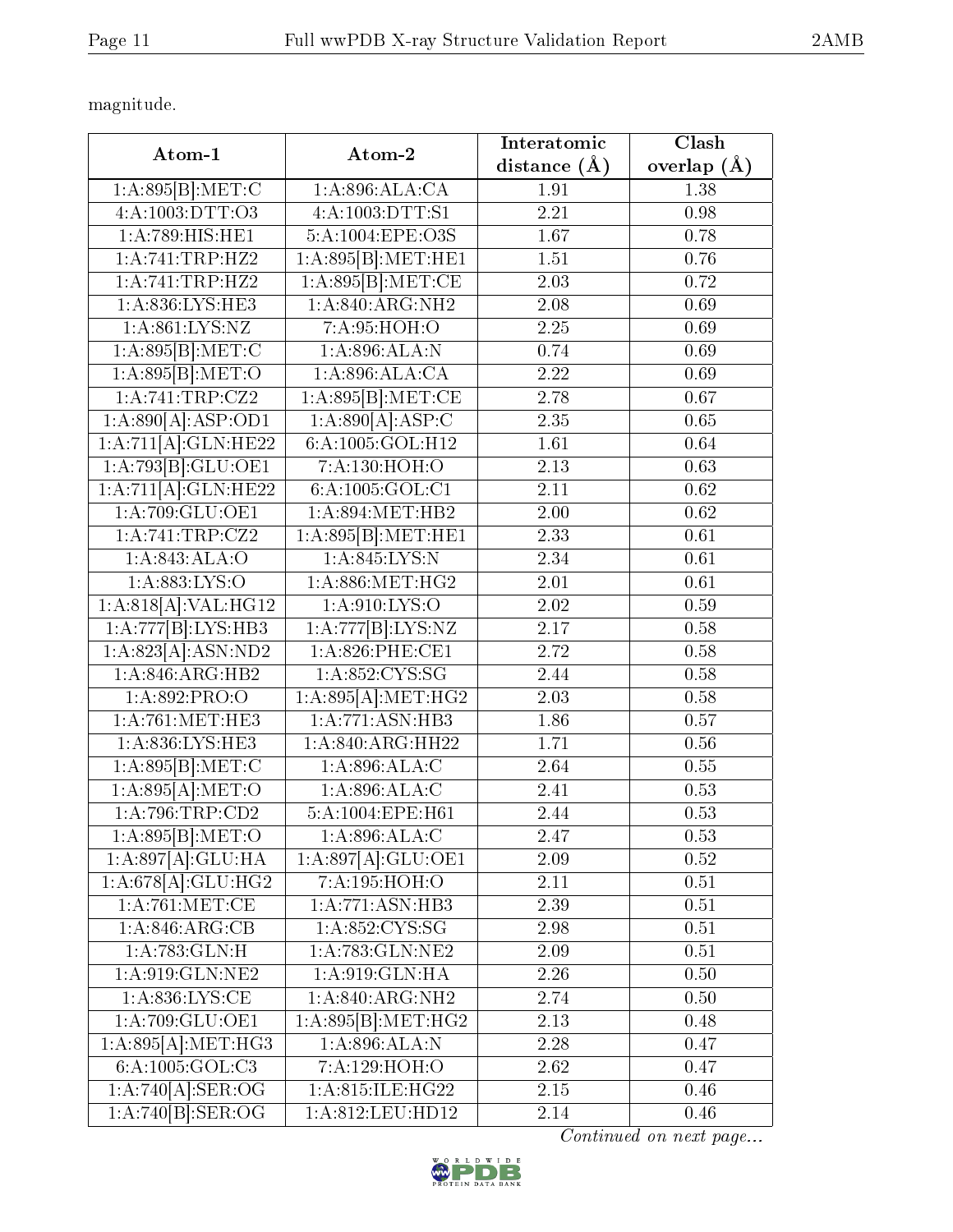magnitude.

| Atom-1 | Atom-2 | Interatomic distance (Å) | Clash overlap (Å) |
|---|---|---|---|
| 1:A:895[B]:MET:C | 1:A:896:ALA:CA | 1.91 | 1.38 |
| 4:A:1003:DTT:O3 | 4:A:1003:DTT:S1 | 2.21 | 0.98 |
| 1:A:789:HIS:HE1 | 5:A:1004:EPE:O3S | 1.67 | 0.78 |
| 1:A:741:TRP:HZ2 | 1:A:895[B]:MET:HE1 | 1.51 | 0.76 |
| 1:A:741:TRP:HZ2 | 1:A:895[B]:MET:CE | 2.03 | 0.72 |
| 1:A:836:LYS:HE3 | 1:A:840:ARG:NH2 | 2.08 | 0.69 |
| 1:A:861:LYS:NZ | 7:A:95:HOH:O | 2.25 | 0.69 |
| 1:A:895[B]:MET:C | 1:A:896:ALA:N | 0.74 | 0.69 |
| 1:A:895[B]:MET:O | 1:A:896:ALA:CA | 2.22 | 0.69 |
| 1:A:741:TRP:CZ2 | 1:A:895[B]:MET:CE | 2.78 | 0.67 |
| 1:A:890[A]:ASP:OD1 | 1:A:890[A]:ASP:C | 2.35 | 0.65 |
| 1:A:711[A]:GLN:HE22 | 6:A:1005:GOL:H12 | 1.61 | 0.64 |
| 1:A:793[B]:GLU:OE1 | 7:A:130:HOH:O | 2.13 | 0.63 |
| 1:A:711[A]:GLN:HE22 | 6:A:1005:GOL:C1 | 2.11 | 0.62 |
| 1:A:709:GLU:OE1 | 1:A:894:MET:HB2 | 2.00 | 0.62 |
| 1:A:741:TRP:CZ2 | 1:A:895[B]:MET:HE1 | 2.33 | 0.61 |
| 1:A:843:ALA:O | 1:A:845:LYS:N | 2.34 | 0.61 |
| 1:A:883:LYS:O | 1:A:886:MET:HG2 | 2.01 | 0.61 |
| 1:A:818[A]:VAL:HG12 | 1:A:910:LYS:O | 2.02 | 0.59 |
| 1:A:777[B]:LYS:HB3 | 1:A:777[B]:LYS:NZ | 2.17 | 0.58 |
| 1:A:823[A]:ASN:ND2 | 1:A:826:PHE:CE1 | 2.72 | 0.58 |
| 1:A:846:ARG:HB2 | 1:A:852:CYS:SG | 2.44 | 0.58 |
| 1:A:892:PRO:O | 1:A:895[A]:MET:HG2 | 2.03 | 0.58 |
| 1:A:761:MET:HE3 | 1:A:771:ASN:HB3 | 1.86 | 0.57 |
| 1:A:836:LYS:HE3 | 1:A:840:ARG:HH22 | 1.71 | 0.56 |
| 1:A:895[B]:MET:C | 1:A:896:ALA:C | 2.64 | 0.55 |
| 1:A:895[A]:MET:O | 1:A:896:ALA:C | 2.41 | 0.53 |
| 1:A:796:TRP:CD2 | 5:A:1004:EPE:H61 | 2.44 | 0.53 |
| 1:A:895[B]:MET:O | 1:A:896:ALA:C | 2.47 | 0.53 |
| 1:A:897[A]:GLU:HA | 1:A:897[A]:GLU:OE1 | 2.09 | 0.52 |
| 1:A:678[A]:GLU:HG2 | 7:A:195:HOH:O | 2.11 | 0.51 |
| 1:A:761:MET:CE | 1:A:771:ASN:HB3 | 2.39 | 0.51 |
| 1:A:846:ARG:CB | 1:A:852:CYS:SG | 2.98 | 0.51 |
| 1:A:783:GLN:H | 1:A:783:GLN:NE2 | 2.09 | 0.51 |
| 1:A:919:GLN:NE2 | 1:A:919:GLN:HA | 2.26 | 0.50 |
| 1:A:836:LYS:CE | 1:A:840:ARG:NH2 | 2.74 | 0.50 |
| 1:A:709:GLU:OE1 | 1:A:895[B]:MET:HG2 | 2.13 | 0.48 |
| 1:A:895[A]:MET:HG3 | 1:A:896:ALA:N | 2.28 | 0.47 |
| 6:A:1005:GOL:C3 | 7:A:129:HOH:O | 2.62 | 0.47 |
| 1:A:740[A]:SER:OG | 1:A:815:ILE:HG22 | 2.15 | 0.46 |
| 1:A:740[B]:SER:OG | 1:A:812:LEU:HD12 | 2.14 | 0.46 |

*Continued on next page...*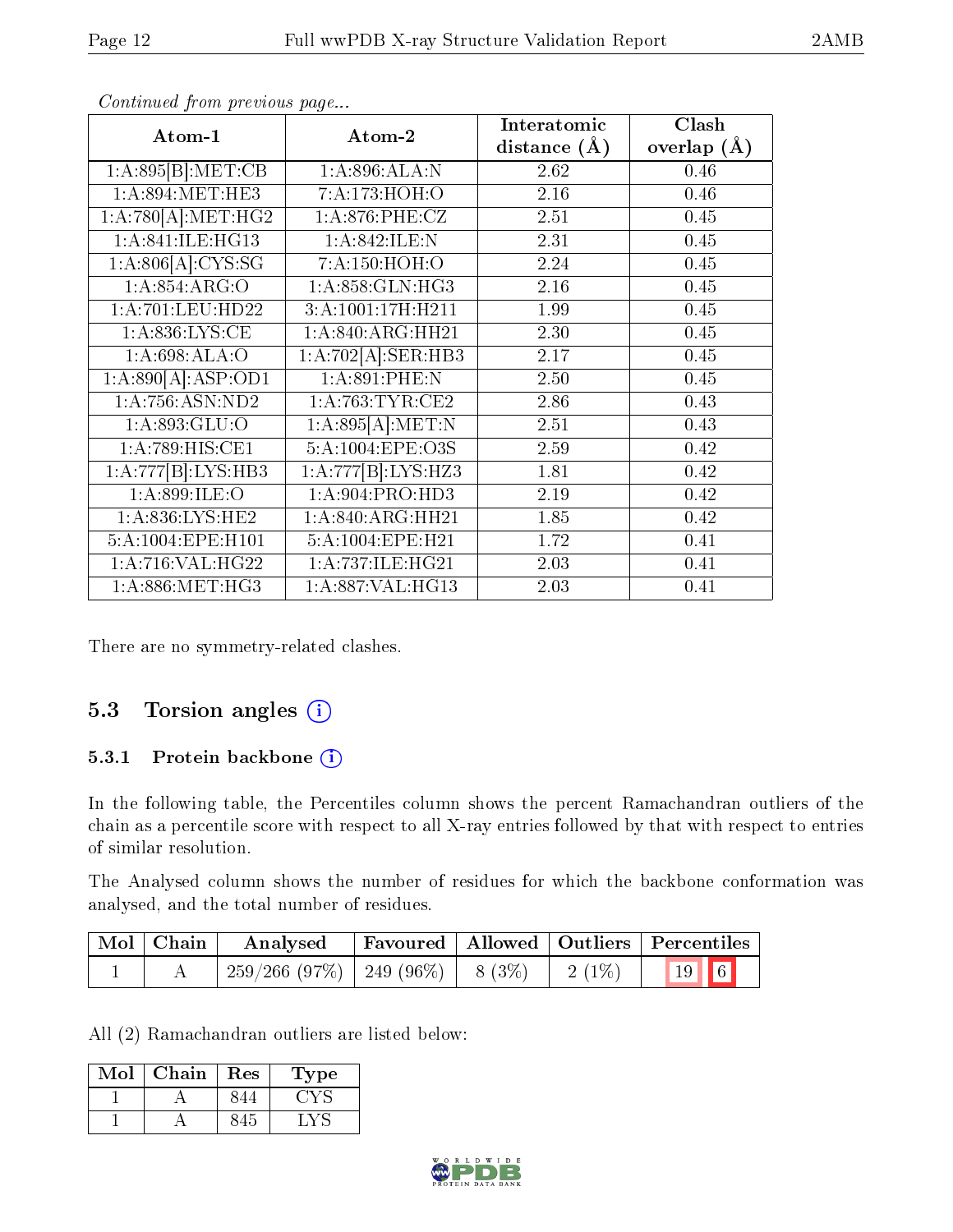*Continued from previous page...*

| Atom-1 | Atom-2 | Interatomic distance (Å) | Clash overlap (Å) |
|---|---|---|---|
| 1:A:895[B]:MET:CB | 1:A:896:ALA:N | 2.62 | 0.46 |
| 1:A:894:MET:HE3 | 7:A:173:HOH:O | 2.16 | 0.46 |
| 1:A:780[A]:MET:HG2 | 1:A:876:PHE:CZ | 2.51 | 0.45 |
| 1:A:841:ILE:HG13 | 1:A:842:ILE:N | 2.31 | 0.45 |
| 1:A:806[A]:CYS:SG | 7:A:150:HOH:O | 2.24 | 0.45 |
| 1:A:854:ARG:O | 1:A:858:GLN:HG3 | 2.16 | 0.45 |
| 1:A:701:LEU:HD22 | 3:A:1001:17H:H211 | 1.99 | 0.45 |
| 1:A:836:LYS:CE | 1:A:840:ARG:HH21 | 2.30 | 0.45 |
| 1:A:698:ALA:O | 1:A:702[A]:SER:HB3 | 2.17 | 0.45 |
| 1:A:890[A]:ASP:OD1 | 1:A:891:PHE:N | 2.50 | 0.45 |
| 1:A:756:ASN:ND2 | 1:A:763:TYR:CE2 | 2.86 | 0.43 |
| 1:A:893:GLU:O | 1:A:895[A]:MET:N | 2.51 | 0.43 |
| 1:A:789:HIS:CE1 | 5:A:1004:EPE:O3S | 2.59 | 0.42 |
| 1:A:777[B]:LYS:HB3 | 1:A:777[B]:LYS:HZ3 | 1.81 | 0.42 |
| 1:A:899:ILE:O | 1:A:904:PRO:HD3 | 2.19 | 0.42 |
| 1:A:836:LYS:HE2 | 1:A:840:ARG:HH21 | 1.85 | 0.42 |
| 5:A:1004:EPE:H101 | 5:A:1004:EPE:H21 | 1.72 | 0.41 |
| 1:A:716:VAL:HG22 | 1:A:737:ILE:HG21 | 2.03 | 0.41 |
| 1:A:886:MET:HG3 | 1:A:887:VAL:HG13 | 2.03 | 0.41 |

There are no symmetry-related clashes.

## 5.3 Torsion angles

### 5.3.1 Protein backbone

In the following table, the Percentiles column shows the percent Ramachandran outliers of the chain as a percentile score with respect to all X-ray entries followed by that with respect to entries of similar resolution.

The Analysed column shows the number of residues for which the backbone conformation was analysed, and the total number of residues.

| Mol | Chain | Analysed | Favoured | Allowed | Outliers | Percentiles |
|---|---|---|---|---|---|---|
| 1 | A | 259/266 (97%) | 249 (96%) | 8 (3%) | 2 (1%) | 19 6 |

All (2) Ramachandran outliers are listed below:

| Mol | Chain | Res | Type |
|---|---|---|---|
| 1 | A | 844 | CYS |
| 1 | A | 845 | LYS |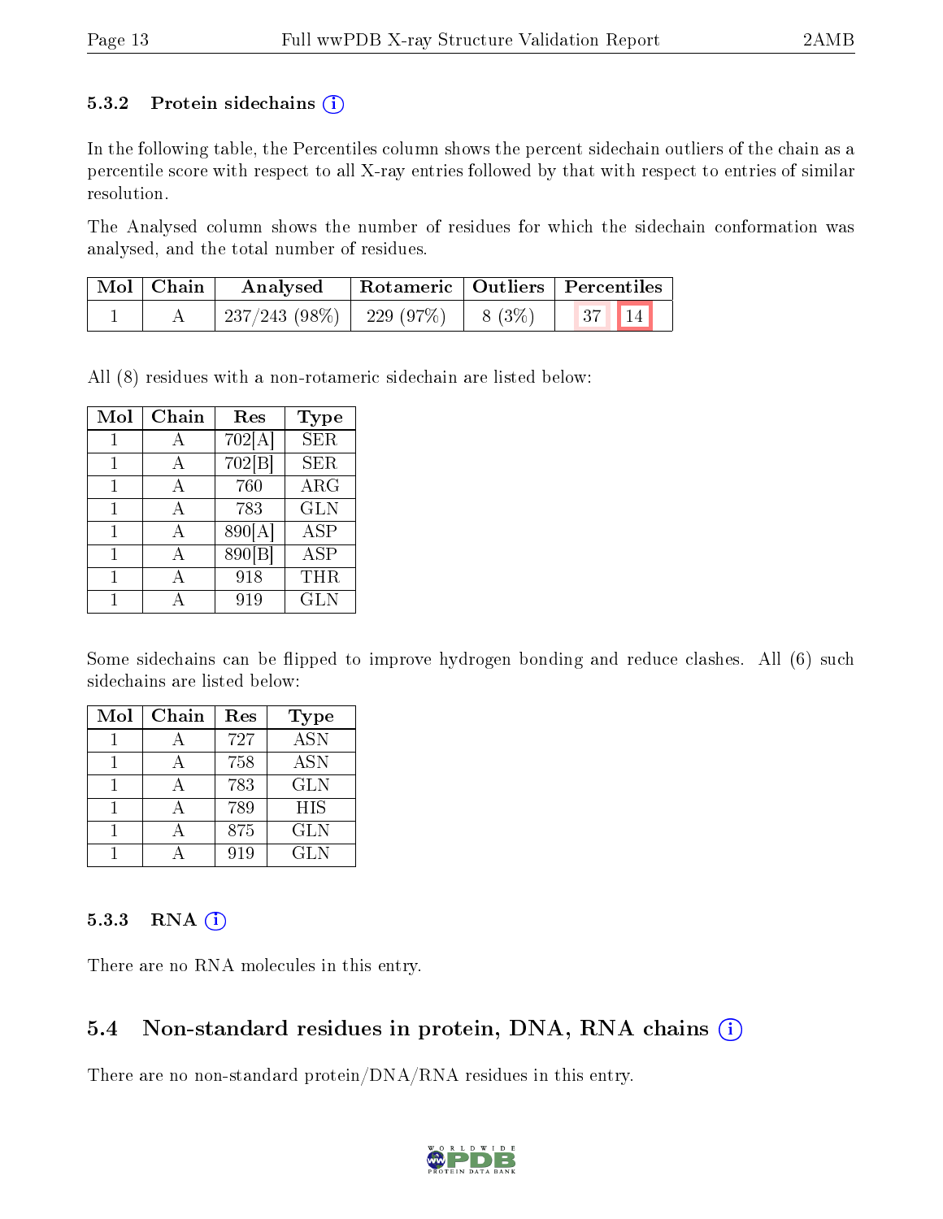### 5.3.2 Protein sidechains

In the following table, the Percentiles column shows the percent sidechain outliers of the chain as a percentile score with respect to all X-ray entries followed by that with respect to entries of similar resolution.

The Analysed column shows the number of residues for which the sidechain conformation was analysed, and the total number of residues.

| Mol | Chain | Analysed | Rotameric | Outliers | Percentiles | |
|---|---|---|---|---|---|---|
| 1 | A | 237/243 (98%) | 229 (97%) | 8 (3%) | 37 | 14 |

All (8) residues with a non-rotameric sidechain are listed below:

| Mol | Chain | Res | Type |
|---|---|---|---|
| 1 | A | 702[A] | SER |
| 1 | A | 702[B] | SER |
| 1 | A | 760 | ARG |
| 1 | A | 783 | GLN |
| 1 | A | 890[A] | ASP |
| 1 | A | 890[B] | ASP |
| 1 | A | 918 | THR |
| 1 | A | 919 | GLN |

Some sidechains can be flipped to improve hydrogen bonding and reduce clashes. All (6) such sidechains are listed below:

| Mol | Chain | Res | Type |
|---|---|---|---|
| 1 | A | 727 | ASN |
| 1 | A | 758 | ASN |
| 1 | A | 783 | GLN |
| 1 | A | 789 | HIS |
| 1 | A | 875 | GLN |
| 1 | A | 919 | GLN |

### 5.3.3 RNA

There are no RNA molecules in this entry.

## 5.4 Non-standard residues in protein, DNA, RNA chains

There are no non-standard protein/DNA/RNA residues in this entry.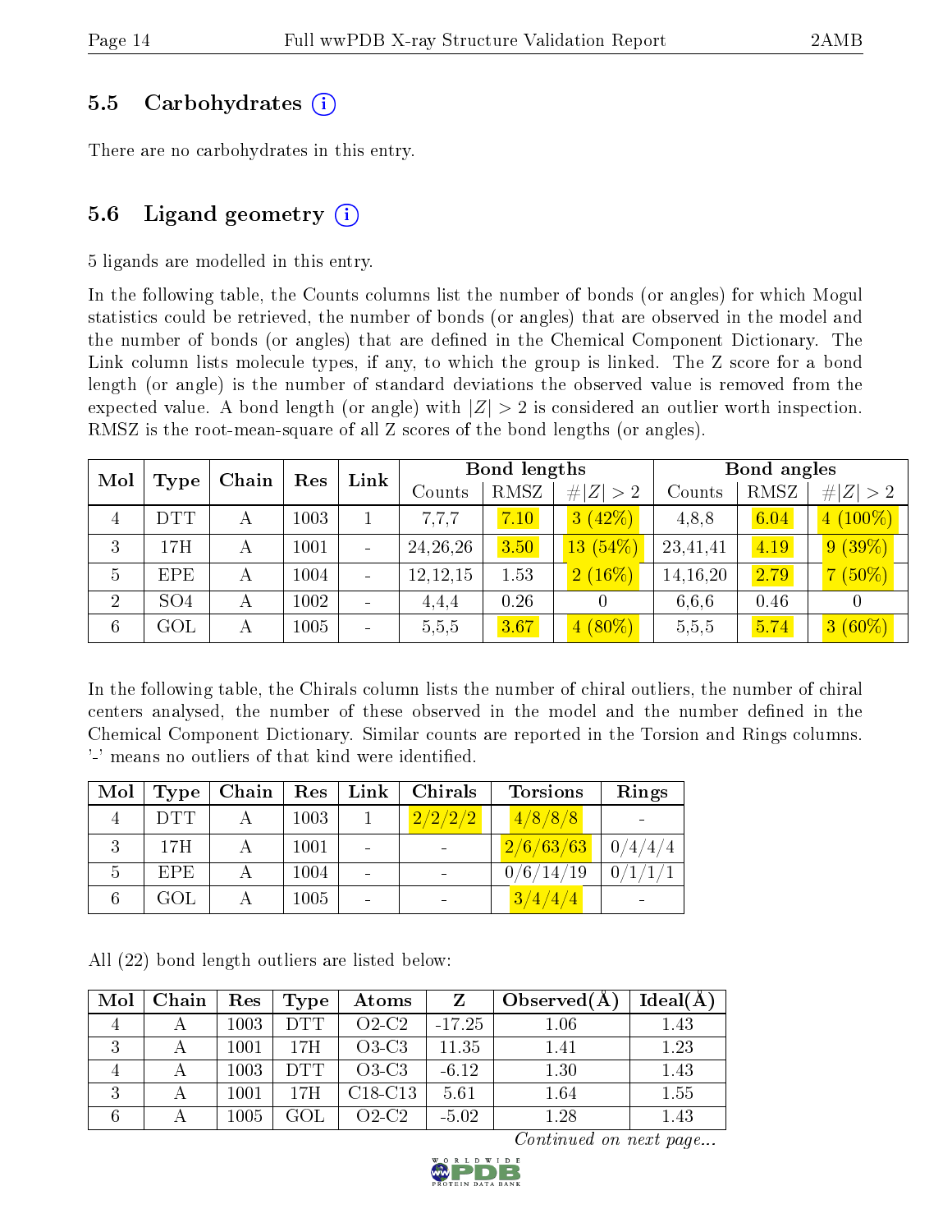## 5.5 Carbohydrates (i)

There are no carbohydrates in this entry.

## 5.6 Ligand geometry (i)

5 ligands are modelled in this entry.

In the following table, the Counts columns list the number of bonds (or angles) for which Mogul statistics could be retrieved, the number of bonds (or angles) that are observed in the model and the number of bonds (or angles) that are defined in the Chemical Component Dictionary. The Link column lists molecule types, if any, to which the group is linked. The Z score for a bond length (or angle) is the number of standard deviations the observed value is removed from the expected value. A bond length (or angle) with $|Z| > 2$ is considered an outlier worth inspection. RMSZ is the root-mean-square of all Z scores of the bond lengths (or angles).

| Mol | Type | Chain | Res | Link | Bond lengths | | | Bond angles | | |
|---|---|---|---|---|---|---|---|---|---|---|
| | | | | | Counts | RMSZ | $\#\|Z\| > 2$ | Counts | RMSZ | $\#\|Z\| > 2$ |
| 4 | DTT | A | 1003 | 1 | 7,7,7 | 7.10 | 3 (42%) | 4,8,8 | 6.04 | 4 (100%) |
| 3 | 17H | A | 1001 | - | 24,26,26 | 3.50 | 13 (54%) | 23,41,41 | 4.19 | 9 (39%) |
| 5 | EPE | A | 1004 | - | 12,12,15 | 1.53 | 2 (16%) | 14,16,20 | 2.79 | 7 (50%) |
| 2 | SO4 | A | 1002 | - | 4,4,4 | 0.26 | 0 | 6,6,6 | 0.46 | 0 |
| 6 | GOL | A | 1005 | - | 5,5,5 | 3.67 | 4 (80%) | 5,5,5 | 5.74 | 3 (60%) |

In the following table, the Chirals column lists the number of chiral outliers, the number of chiral centers analysed, the number of these observed in the model and the number defined in the Chemical Component Dictionary. Similar counts are reported in the Torsion and Rings columns. '-' means no outliers of that kind were identified.

| Mol | Type | Chain | Res | Link | Chirals | Torsions | Rings |
|---|---|---|---|---|---|---|---|
| 4 | DTT | A | 1003 | 1 | 2/2/2/2 | 4/8/8/8 | - |
| 3 | 17H | A | 1001 | - | - | 2/6/63/63 | 0/4/4/4 |
| 5 | EPE | A | 1004 | - | - | 0/6/14/19 | 0/1/1/1 |
| 6 | GOL | A | 1005 | - | - | 3/4/4/4 | - |

All (22) bond length outliers are listed below:

| Mol | Chain | Res | Type | Atoms | Z | Observed(Å) | Ideal(Å) |
|---|---|---|---|---|---|---|---|
| 4 | A | 1003 | DTT | O2-C2 | -17.25 | 1.06 | 1.43 |
| 3 | A | 1001 | 17H | O3-C3 | 11.35 | 1.41 | 1.23 |
| 4 | A | 1003 | DTT | O3-C3 | -6.12 | 1.30 | 1.43 |
| 3 | A | 1001 | 17H | C18-C13 | 5.61 | 1.64 | 1.55 |
| 6 | A | 1005 | GOL | O2-C2 | -5.02 | 1.28 | 1.43 |

*Continued on next page...*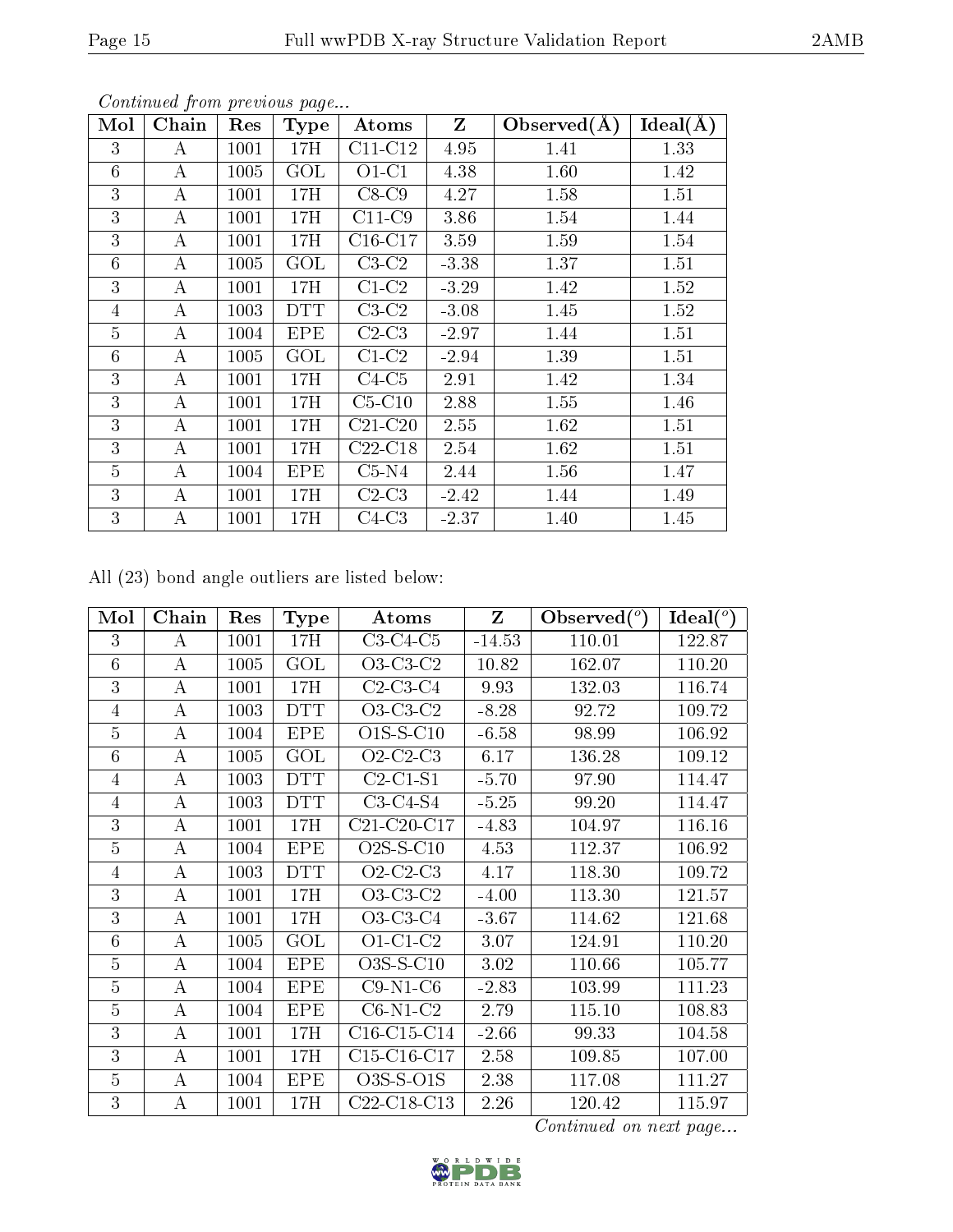*Continued from previous page...*

| Mol | Chain | Res | Type | Atoms | Z | Observed(Å) | Ideal(Å) |
|---|---|---|---|---|---|---|---|
| 3 | A | 1001 | 17H | C11-C12 | 4.95 | 1.41 | 1.33 |
| 6 | A | 1005 | GOL | O1-C1 | 4.38 | 1.60 | 1.42 |
| 3 | A | 1001 | 17H | C8-C9 | 4.27 | 1.58 | 1.51 |
| 3 | A | 1001 | 17H | C11-C9 | 3.86 | 1.54 | 1.44 |
| 3 | A | 1001 | 17H | C16-C17 | 3.59 | 1.59 | 1.54 |
| 6 | A | 1005 | GOL | C3-C2 | -3.38 | 1.37 | 1.51 |
| 3 | A | 1001 | 17H | C1-C2 | -3.29 | 1.42 | 1.52 |
| 4 | A | 1003 | DTT | C3-C2 | -3.08 | 1.45 | 1.52 |
| 5 | A | 1004 | EPE | C2-C3 | -2.97 | 1.44 | 1.51 |
| 6 | A | 1005 | GOL | C1-C2 | -2.94 | 1.39 | 1.51 |
| 3 | A | 1001 | 17H | C4-C5 | 2.91 | 1.42 | 1.34 |
| 3 | A | 1001 | 17H | C5-C10 | 2.88 | 1.55 | 1.46 |
| 3 | A | 1001 | 17H | C21-C20 | 2.55 | 1.62 | 1.51 |
| 3 | A | 1001 | 17H | C22-C18 | 2.54 | 1.62 | 1.51 |
| 5 | A | 1004 | EPE | C5-N4 | 2.44 | 1.56 | 1.47 |
| 3 | A | 1001 | 17H | C2-C3 | -2.42 | 1.44 | 1.49 |
| 3 | A | 1001 | 17H | C4-C3 | -2.37 | 1.40 | 1.45 |

All (23) bond angle outliers are listed below:

| Mol | Chain | Res | Type | Atoms | Z | Observed(°) | Ideal(°) |
|---|---|---|---|---|---|---|---|
| 3 | A | 1001 | 17H | C3-C4-C5 | -14.53 | 110.01 | 122.87 |
| 6 | A | 1005 | GOL | O3-C3-C2 | 10.82 | 162.07 | 110.20 |
| 3 | A | 1001 | 17H | C2-C3-C4 | 9.93 | 132.03 | 116.74 |
| 4 | A | 1003 | DTT | O3-C3-C2 | -8.28 | 92.72 | 109.72 |
| 5 | A | 1004 | EPE | O1S-S-C10 | -6.58 | 98.99 | 106.92 |
| 6 | A | 1005 | GOL | O2-C2-C3 | 6.17 | 136.28 | 109.12 |
| 4 | A | 1003 | DTT | C2-C1-S1 | -5.70 | 97.90 | 114.47 |
| 4 | A | 1003 | DTT | C3-C4-S4 | -5.25 | 99.20 | 114.47 |
| 3 | A | 1001 | 17H | C21-C20-C17 | -4.83 | 104.97 | 116.16 |
| 5 | A | 1004 | EPE | O2S-S-C10 | 4.53 | 112.37 | 106.92 |
| 4 | A | 1003 | DTT | O2-C2-C3 | 4.17 | 118.30 | 109.72 |
| 3 | A | 1001 | 17H | O3-C3-C2 | -4.00 | 113.30 | 121.57 |
| 3 | A | 1001 | 17H | O3-C3-C4 | -3.67 | 114.62 | 121.68 |
| 6 | A | 1005 | GOL | O1-C1-C2 | 3.07 | 124.91 | 110.20 |
| 5 | A | 1004 | EPE | O3S-S-C10 | 3.02 | 110.66 | 105.77 |
| 5 | A | 1004 | EPE | C9-N1-C6 | -2.83 | 103.99 | 111.23 |
| 5 | A | 1004 | EPE | C6-N1-C2 | 2.79 | 115.10 | 108.83 |
| 3 | A | 1001 | 17H | C16-C15-C14 | -2.66 | 99.33 | 104.58 |
| 3 | A | 1001 | 17H | C15-C16-C17 | 2.58 | 109.85 | 107.00 |
| 5 | A | 1004 | EPE | O3S-S-O1S | 2.38 | 117.08 | 111.27 |
| 3 | A | 1001 | 17H | C22-C18-C13 | 2.26 | 120.42 | 115.97 |

*Continued on next page...*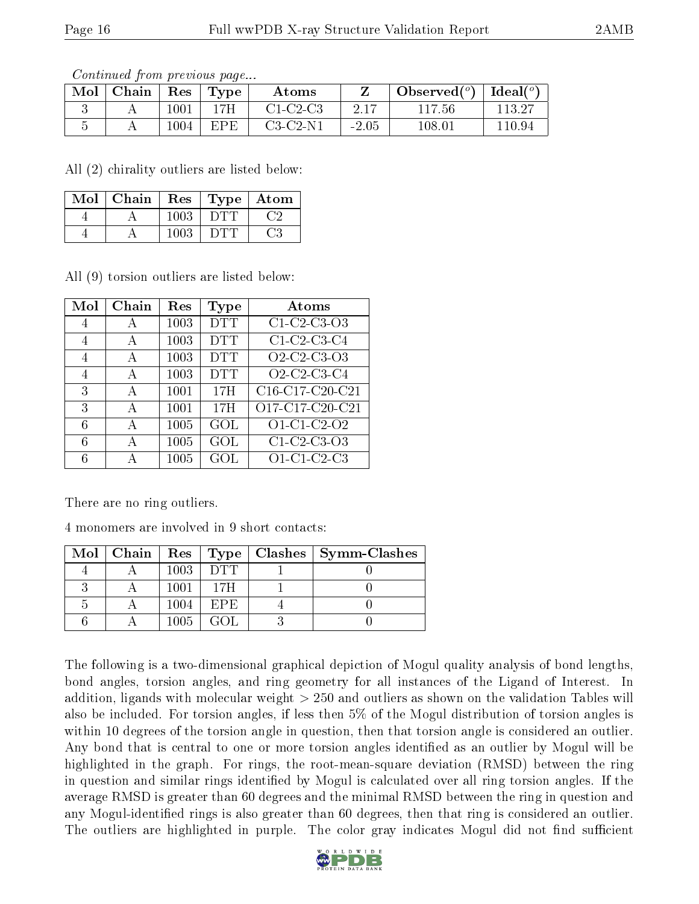*Continued from previous page...*

| Mol | Chain | Res | Type | Atoms | Z | Observed(°) | Ideal(°) |
|---|---|---|---|---|---|---|---|
| 3 | A | 1001 | 17H | C1-C2-C3 | 2.17 | 117.56 | 113.27 |
| 5 | A | 1004 | EPE | C3-C2-N1 | -2.05 | 108.01 | 110.94 |

All (2) chirality outliers are listed below:

| Mol | Chain | Res | Type | Atom |
|---|---|---|---|---|
| 4 | A | 1003 | DTT | C2 |
| 4 | A | 1003 | DTT | C3 |

All (9) torsion outliers are listed below:

| Mol | Chain | Res | Type | Atoms |
|---|---|---|---|---|
| 4 | A | 1003 | DTT | C1-C2-C3-O3 |
| 4 | A | 1003 | DTT | C1-C2-C3-C4 |
| 4 | A | 1003 | DTT | O2-C2-C3-O3 |
| 4 | A | 1003 | DTT | O2-C2-C3-C4 |
| 3 | A | 1001 | 17H | C16-C17-C20-C21 |
| 3 | A | 1001 | 17H | O17-C17-C20-C21 |
| 6 | A | 1005 | GOL | O1-C1-C2-O2 |
| 6 | A | 1005 | GOL | C1-C2-C3-O3 |
| 6 | A | 1005 | GOL | O1-C1-C2-C3 |

There are no ring outliers.

4 monomers are involved in 9 short contacts:

| Mol | Chain | Res | Type | Clashes | Symm-Clashes |
|---|---|---|---|---|---|
| 4 | A | 1003 | DTT | 1 | 0 |
| 3 | A | 1001 | 17H | 1 | 0 |
| 5 | A | 1004 | EPE | 4 | 0 |
| 6 | A | 1005 | GOL | 3 | 0 |

The following is a two-dimensional graphical depiction of Mogul quality analysis of bond lengths, bond angles, torsion angles, and ring geometry for all instances of the Ligand of Interest. In addition, ligands with molecular weight > 250 and outliers as shown on the validation Tables will also be included. For torsion angles, if less then 5% of the Mogul distribution of torsion angles is within 10 degrees of the torsion angle in question, then that torsion angle is considered an outlier. Any bond that is central to one or more torsion angles identified as an outlier by Mogul will be highlighted in the graph. For rings, the root-mean-square deviation (RMSD) between the ring in question and similar rings identified by Mogul is calculated over all ring torsion angles. If the average RMSD is greater than 60 degrees and the minimal RMSD between the ring in question and any Mogul-identified rings is also greater than 60 degrees, then that ring is considered an outlier. The outliers are highlighted in purple. The color gray indicates Mogul did not find sufficient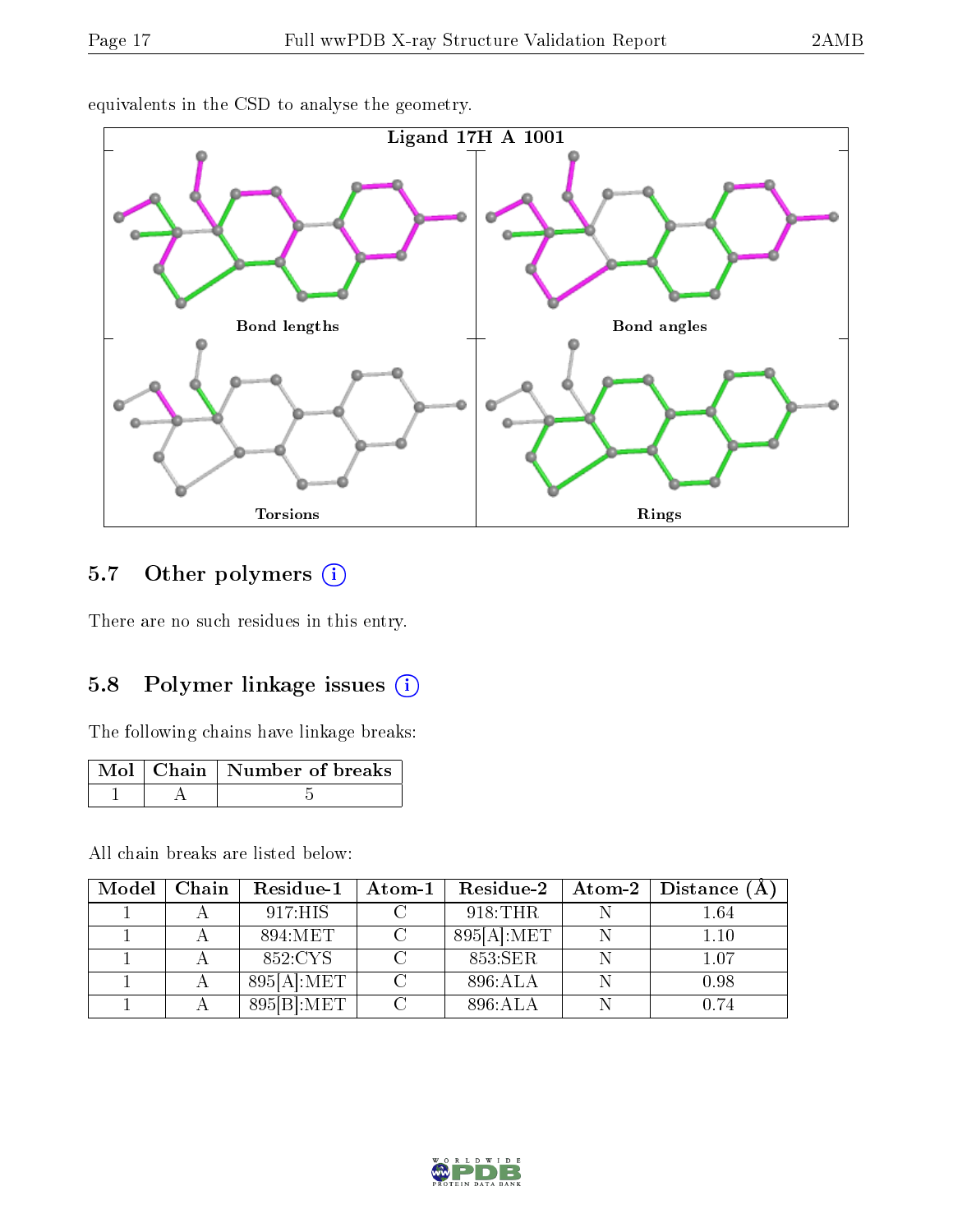equivalents in the CSD to analyse the geometry.

Ligand 17H A 1001

Bond lengths

Bond angles

Torsions

Rings

## 5.7 Other polymers

There are no such residues in this entry.

## 5.8 Polymer linkage issues

The following chains have linkage breaks:

| Mol | Chain | Number of breaks |
|---|---|---|
| 1 | A | 5 |

All chain breaks are listed below:

| Model | Chain | Residue-1 | Atom-1 | Residue-2 | Atom-2 | Distance (Å) |
|---|---|---|---|---|---|---|
| 1 | A | 917:HIS | C | 918:THR | N | 1.64 |
| 1 | A | 894:MET | C | 895[A]:MET | N | 1.10 |
| 1 | A | 852:CYS | C | 853:SER | N | 1.07 |
| 1 | A | 895[A]:MET | C | 896:ALA | N | 0.98 |
| 1 | A | 895[B]:MET | C | 896:ALA | N | 0.74 |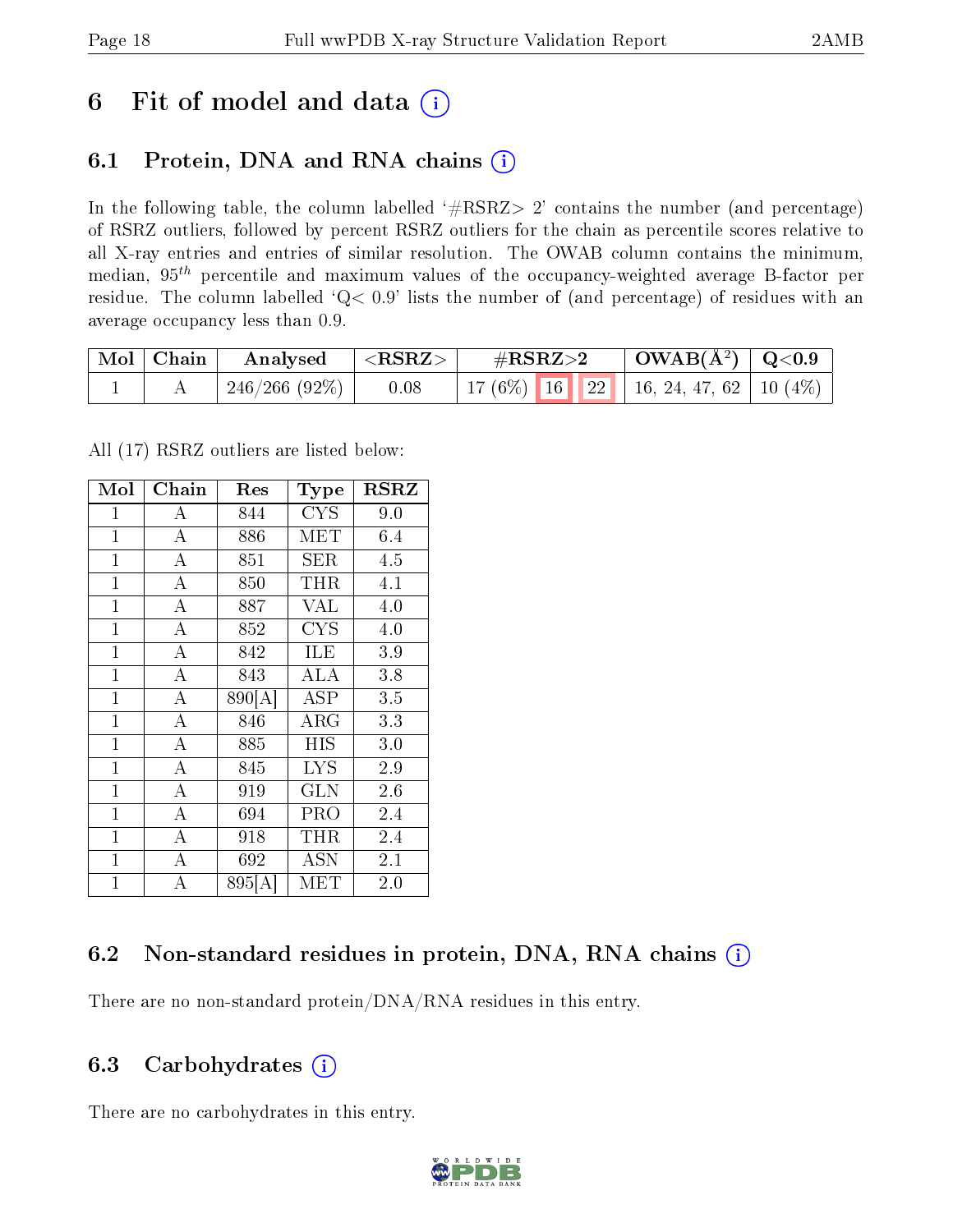# 6 Fit of model and data (i)

## 6.1 Protein, DNA and RNA chains (i)

In the following table, the column labelled '#RSRZ> 2' contains the number (and percentage) of RSRZ outliers, followed by percent RSRZ outliers for the chain as percentile scores relative to all X-ray entries and entries of similar resolution. The OWAB column contains the minimum, median, $95^{th}$ percentile and maximum values of the occupancy-weighted average B-factor per residue. The column labelled 'Q< 0.9' lists the number of (and percentage) of residues with an average occupancy less than 0.9.

| Mol | Chain | Analysed | <RSRZ> | #RSRZ>2 | | | OWAB(Å²) | Q<0.9 |
|---|---|---|---|---|---|---|---|---|
| 1 | A | 246/266 (92%) | 0.08 | 17 (6%) | 16 | 22 | 16, 24, 47, 62 | 10 (4%) |

All (17) RSRZ outliers are listed below:

| Mol | Chain | Res | Type | RSRZ |
|---|---|---|---|---|
| 1 | A | 844 | CYS | 9.0 |
| 1 | A | 886 | MET | 6.4 |
| 1 | A | 851 | SER | 4.5 |
| 1 | A | 850 | THR | 4.1 |
| 1 | A | 887 | VAL | 4.0 |
| 1 | A | 852 | CYS | 4.0 |
| 1 | A | 842 | ILE | 3.9 |
| 1 | A | 843 | ALA | 3.8 |
| 1 | A | 890[A] | ASP | 3.5 |
| 1 | A | 846 | ARG | 3.3 |
| 1 | A | 885 | HIS | 3.0 |
| 1 | A | 845 | LYS | 2.9 |
| 1 | A | 919 | GLN | 2.6 |
| 1 | A | 694 | PRO | 2.4 |
| 1 | A | 918 | THR | 2.4 |
| 1 | A | 692 | ASN | 2.1 |
| 1 | A | 895[A] | MET | 2.0 |

## 6.2 Non-standard residues in protein, DNA, RNA chains (i)

There are no non-standard protein/DNA/RNA residues in this entry.

## 6.3 Carbohydrates (i)

There are no carbohydrates in this entry.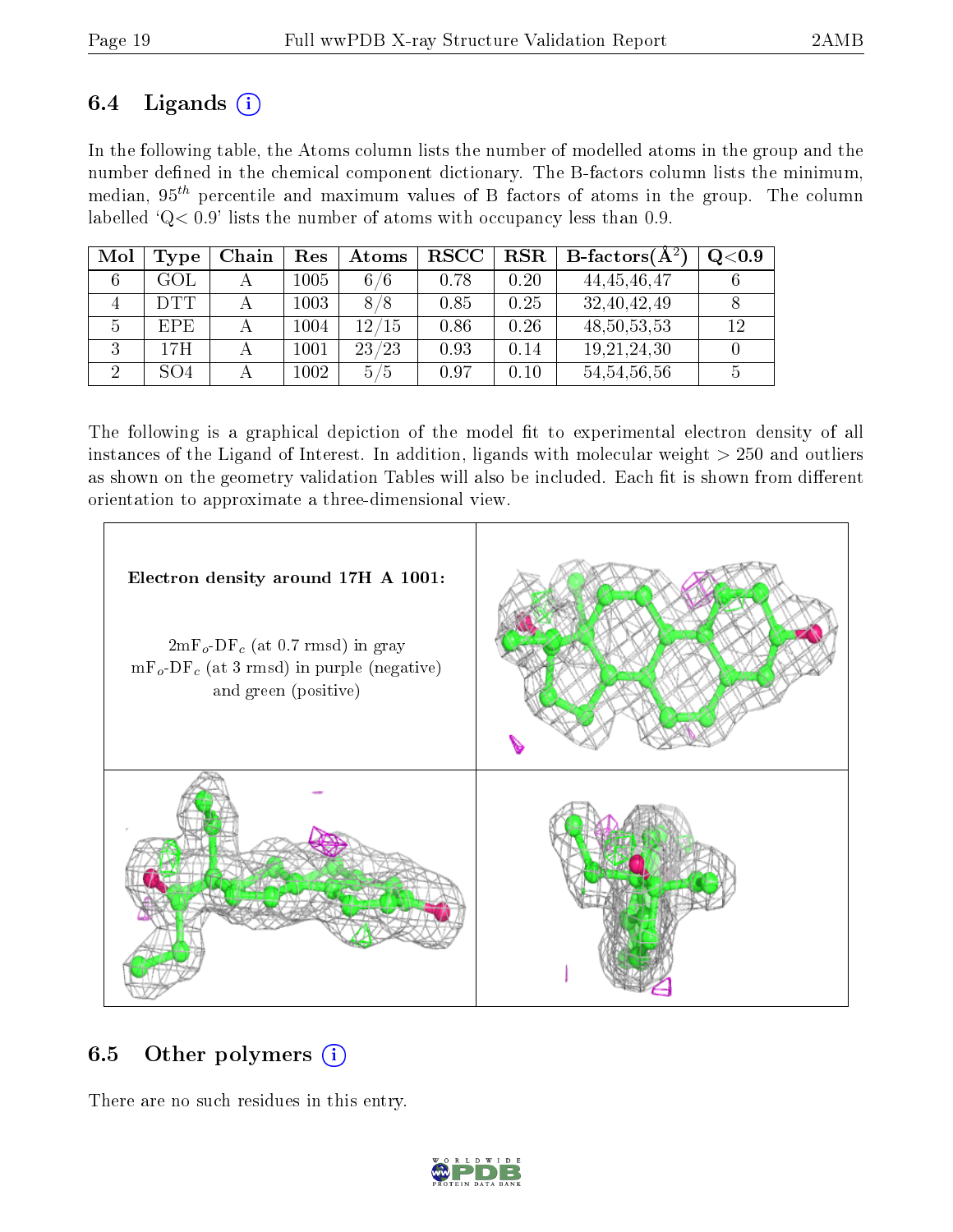## 6.4 Ligands

In the following table, the Atoms column lists the number of modelled atoms in the group and the number defined in the chemical component dictionary. The B-factors column lists the minimum, median, $95^{th}$ percentile and maximum values of B factors of atoms in the group. The column labelled 'Q< 0.9' lists the number of atoms with occupancy less than 0.9.

| Mol | Type | Chain | Res | Atoms | RSCC | RSR | B-factors($Å^2$) | Q<0.9 |
|---|---|---|---|---|---|---|---|---|
| 6 | GOL | A | 1005 | 6/6 | 0.78 | 0.20 | 44,45,46,47 | 6 |
| 4 | DTT | A | 1003 | 8/8 | 0.85 | 0.25 | 32,40,42,49 | 8 |
| 5 | EPE | A | 1004 | 12/15 | 0.86 | 0.26 | 48,50,53,53 | 12 |
| 3 | 17H | A | 1001 | 23/23 | 0.93 | 0.14 | 19,21,24,30 | 0 |
| 2 | SO4 | A | 1002 | 5/5 | 0.97 | 0.10 | 54,54,56,56 | 5 |

The following is a graphical depiction of the model fit to experimental electron density of all instances of the Ligand of Interest. In addition, ligands with molecular weight > 250 and outliers as shown on the geometry validation Tables will also be included. Each fit is shown from different orientation to approximate a three-dimensional view.

**Electron density around 17H A 1001:**

$2mF_o$-$DF_c$ (at 0.7 rmsd) in gray
$mF_o$-$DF_c$ (at 3 rmsd) in purple (negative) and green (positive)

## 6.5 Other polymers

There are no such residues in this entry.